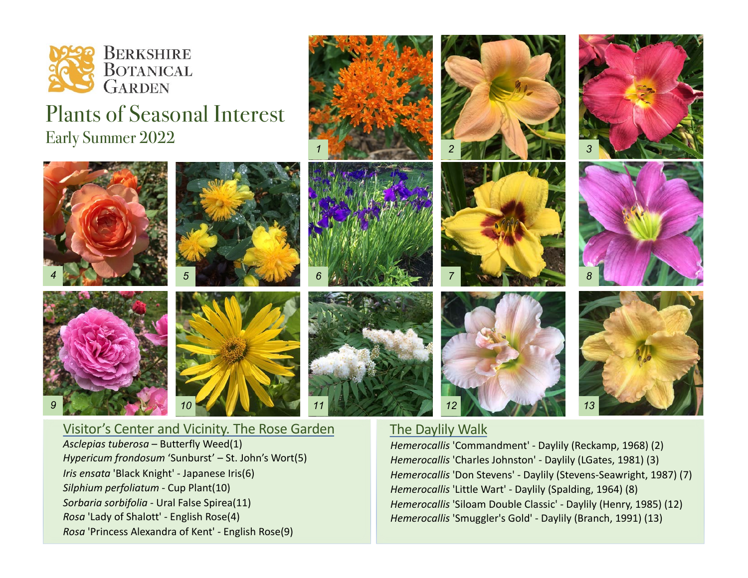Berkshire Botanical Garden

# Plants of Seasonal Interest

## Early Summer 2022

1 2 3 4 5 6 7 8 9 10 11 12 13

### Visitor's Center and Vicinity. The Rose Garden

*Asclepias tuberosa* – Butterfly Weed(1)
*Hypericum frondosum* 'Sunburst' – St. John's Wort(5)
*Iris ensata* 'Black Knight' - Japanese Iris(6)
*Silphium perfoliatum* - Cup Plant(10)
*Sorbaria sorbifolia* - Ural False Spirea(11)
*Rosa* 'Lady of Shalott' - English Rose(4)
*Rosa* 'Princess Alexandra of Kent' - English Rose(9)

### The Daylily Walk

*Hemerocallis* 'Commandment' - Daylily (Reckamp, 1968) (2)
*Hemerocallis* 'Charles Johnston' - Daylily (LGates, 1981) (3)
*Hemerocallis* 'Don Stevens' - Daylily (Stevens-Seawright, 1987) (7)
*Hemerocallis* 'Little Wart' - Daylily (Spalding, 1964) (8)
*Hemerocallis* 'Siloam Double Classic' - Daylily (Henry, 1985) (12)
*Hemerocallis* 'Smuggler's Gold' - Daylily (Branch, 1991) (13)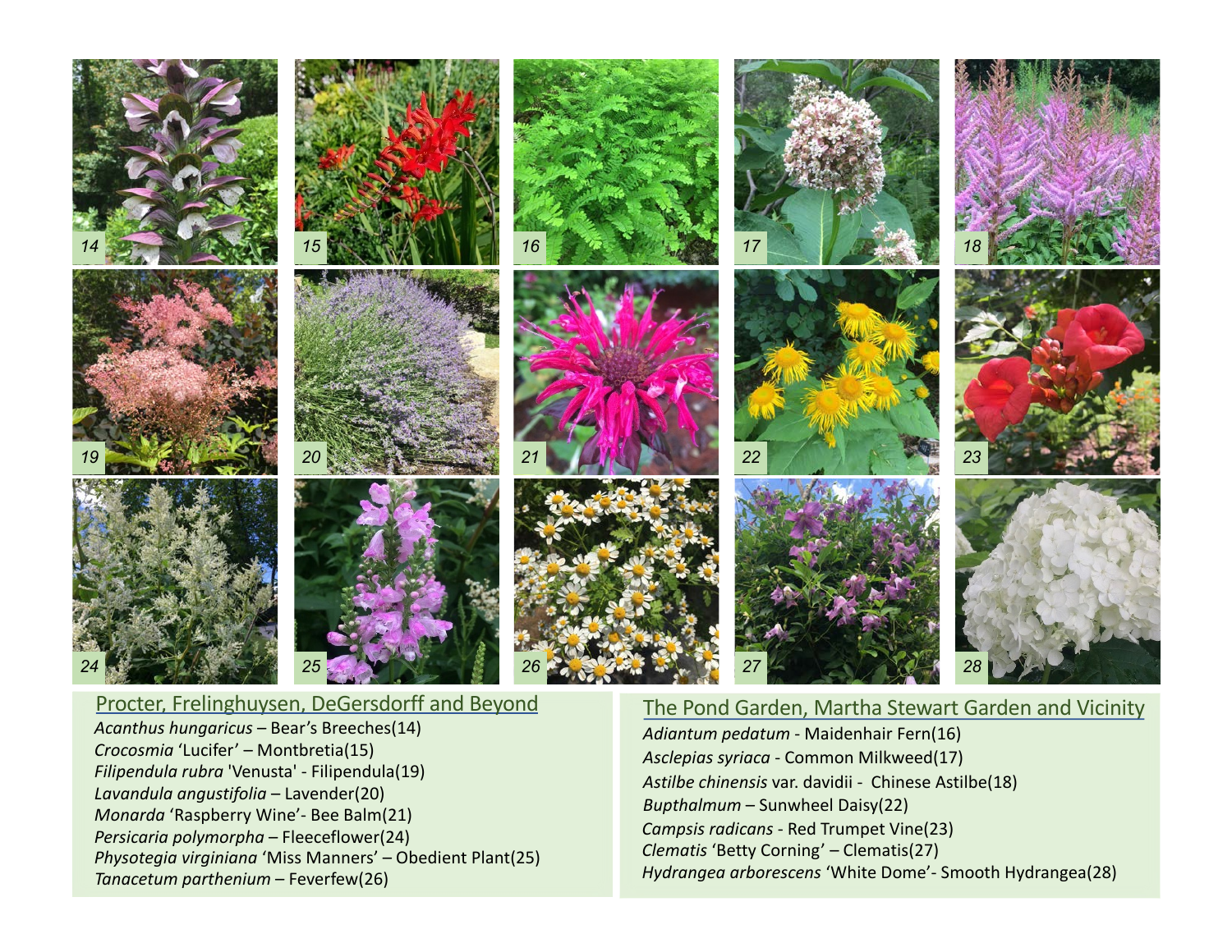14

15

16

17

18

19

20

21

22

23

24

25

26

27

28

## Procter, Frelinghuysen, DeGersdorff and Beyond

*Acanthus hungaricus* – Bear's Breeches(14)
*Crocosmia* 'Lucifer' – Montbretia(15)
*Filipendula rubra* 'Venusta' - Filipendula(19)
*Lavandula angustifolia* – Lavender(20)
*Monarda* 'Raspberry Wine'- Bee Balm(21)
*Persicaria polymorpha* – Fleeceflower(24)
*Physotegia virginiana* 'Miss Manners' – Obedient Plant(25)
*Tanacetum parthenium* – Feverfew(26)

## The Pond Garden, Martha Stewart Garden and Vicinity

*Adiantum pedatum* - Maidenhair Fern(16)
*Asclepias syriaca* - Common Milkweed(17)
*Astilbe chinensis* var. davidii - Chinese Astilbe(18)
*Bupthalmum* – Sunwheel Daisy(22)
*Campsis radicans* - Red Trumpet Vine(23)
*Clematis* 'Betty Corning' – Clematis(27)
*Hydrangea arborescens* 'White Dome'- Smooth Hydrangea(28)